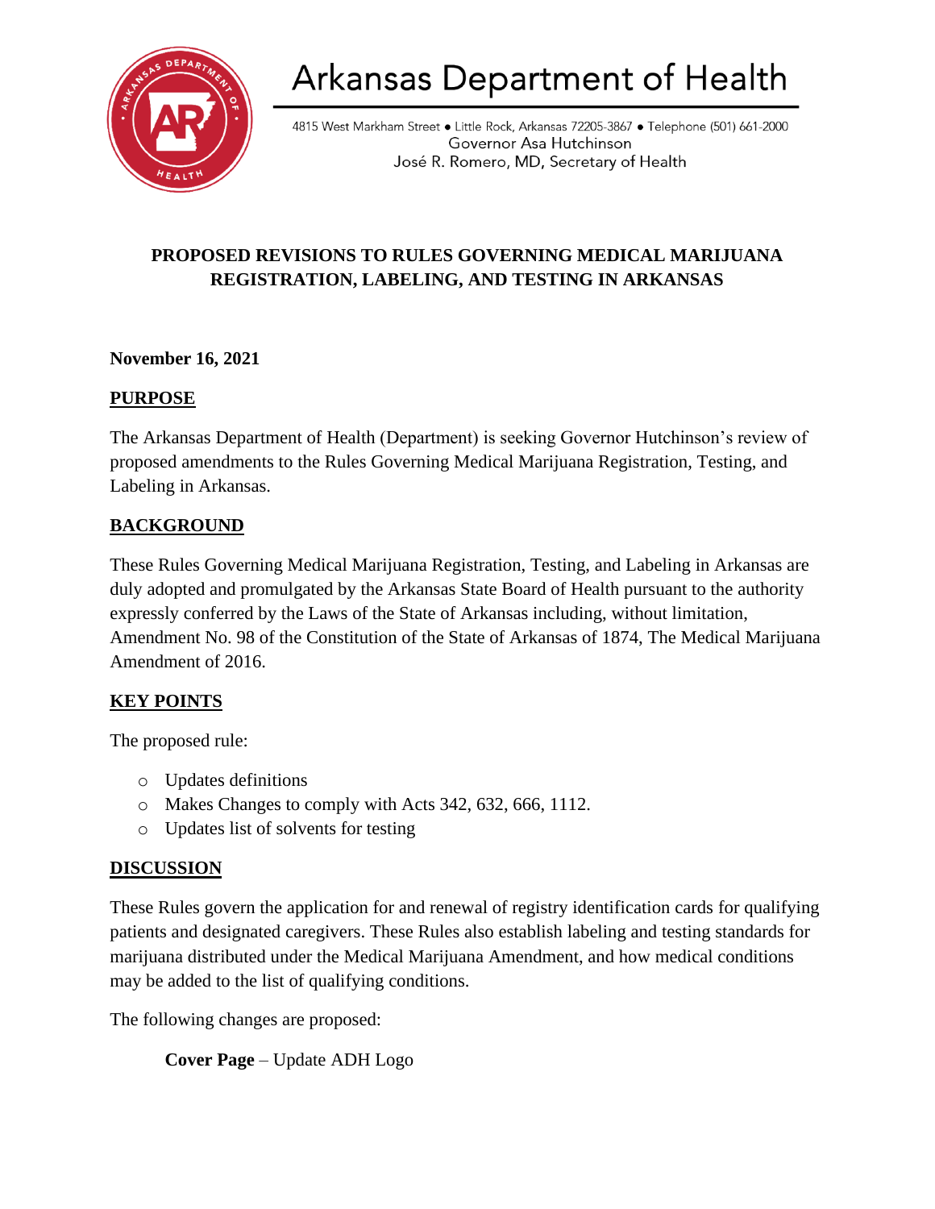# Arkansas Department of Health

4815 West Markham Street ● Little Rock, Arkansas 72205-3867 ● Telephone (501) 661-2000
Governor Asa Hutchinson
José R. Romero, MD, Secretary of Health

## PROPOSED REVISIONS TO RULES GOVERNING MEDICAL MARIJUANA REGISTRATION, LABELING, AND TESTING IN ARKANSAS

**November 16, 2021**

**PURPOSE**

The Arkansas Department of Health (Department) is seeking Governor Hutchinson's review of proposed amendments to the Rules Governing Medical Marijuana Registration, Testing, and Labeling in Arkansas.

**BACKGROUND**

These Rules Governing Medical Marijuana Registration, Testing, and Labeling in Arkansas are duly adopted and promulgated by the Arkansas State Board of Health pursuant to the authority expressly conferred by the Laws of the State of Arkansas including, without limitation, Amendment No. 98 of the Constitution of the State of Arkansas of 1874, The Medical Marijuana Amendment of 2016.

**KEY POINTS**

The proposed rule:

- Updates definitions
- Makes Changes to comply with Acts 342, 632, 666, 1112.
- Updates list of solvents for testing

**DISCUSSION**

These Rules govern the application for and renewal of registry identification cards for qualifying patients and designated caregivers. These Rules also establish labeling and testing standards for marijuana distributed under the Medical Marijuana Amendment, and how medical conditions may be added to the list of qualifying conditions.

The following changes are proposed:

**Cover Page** – Update ADH Logo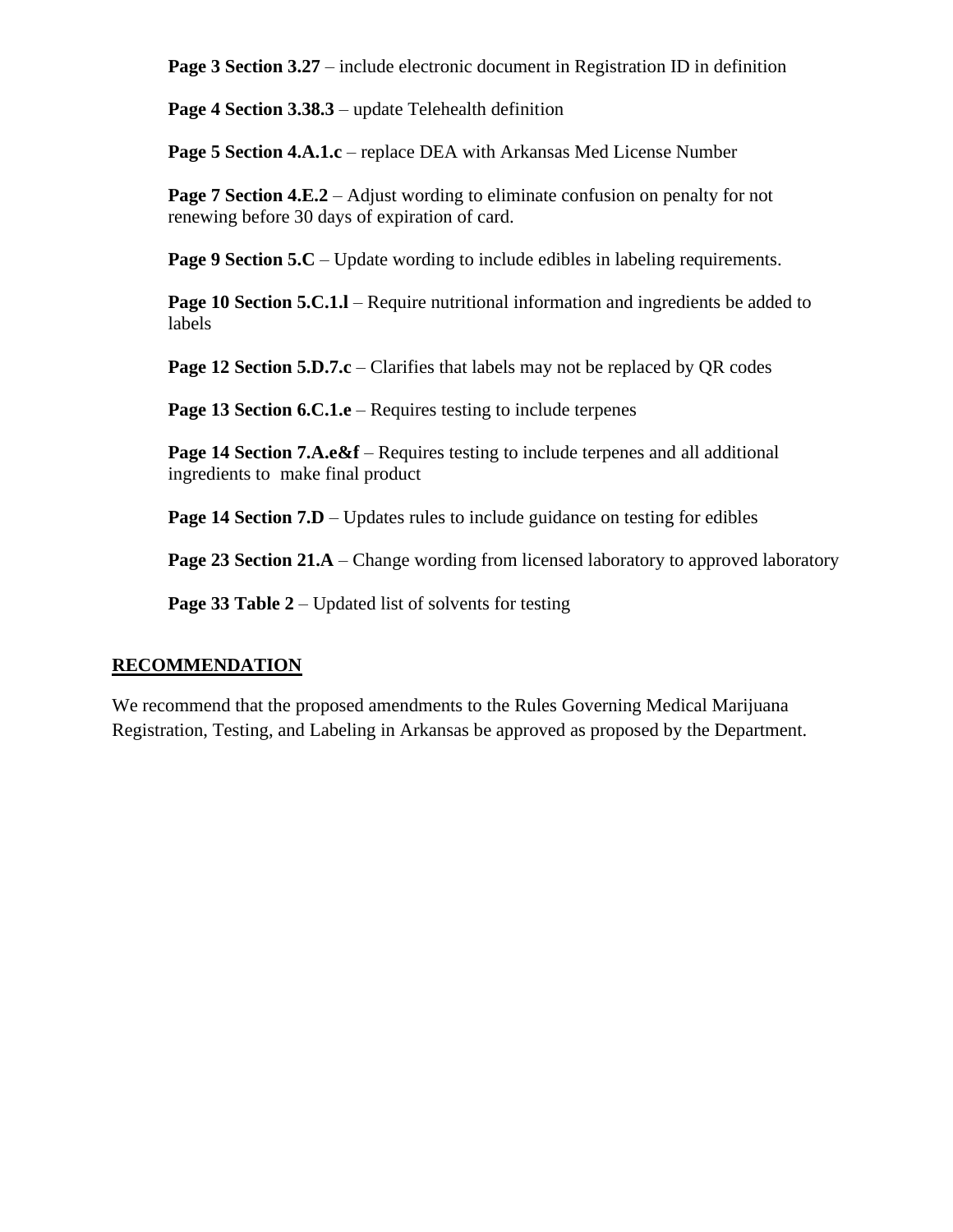**Page 3 Section 3.27** – include electronic document in Registration ID in definition

**Page 4 Section 3.38.3** – update Telehealth definition

**Page 5 Section 4.A.1.c** – replace DEA with Arkansas Med License Number

**Page 7 Section 4.E.2** – Adjust wording to eliminate confusion on penalty for not renewing before 30 days of expiration of card.

**Page 9 Section 5.C** – Update wording to include edibles in labeling requirements.

**Page 10 Section 5.C.1.l** – Require nutritional information and ingredients be added to labels

**Page 12 Section 5.D.7.c** – Clarifies that labels may not be replaced by QR codes

**Page 13 Section 6.C.1.e** – Requires testing to include terpenes

**Page 14 Section 7.A.e&f** – Requires testing to include terpenes and all additional ingredients to make final product

**Page 14 Section 7.D** – Updates rules to include guidance on testing for edibles

**Page 23 Section 21.A** – Change wording from licensed laboratory to approved laboratory

**Page 33 Table 2** – Updated list of solvents for testing

## RECOMMENDATION

We recommend that the proposed amendments to the Rules Governing Medical Marijuana Registration, Testing, and Labeling in Arkansas be approved as proposed by the Department.